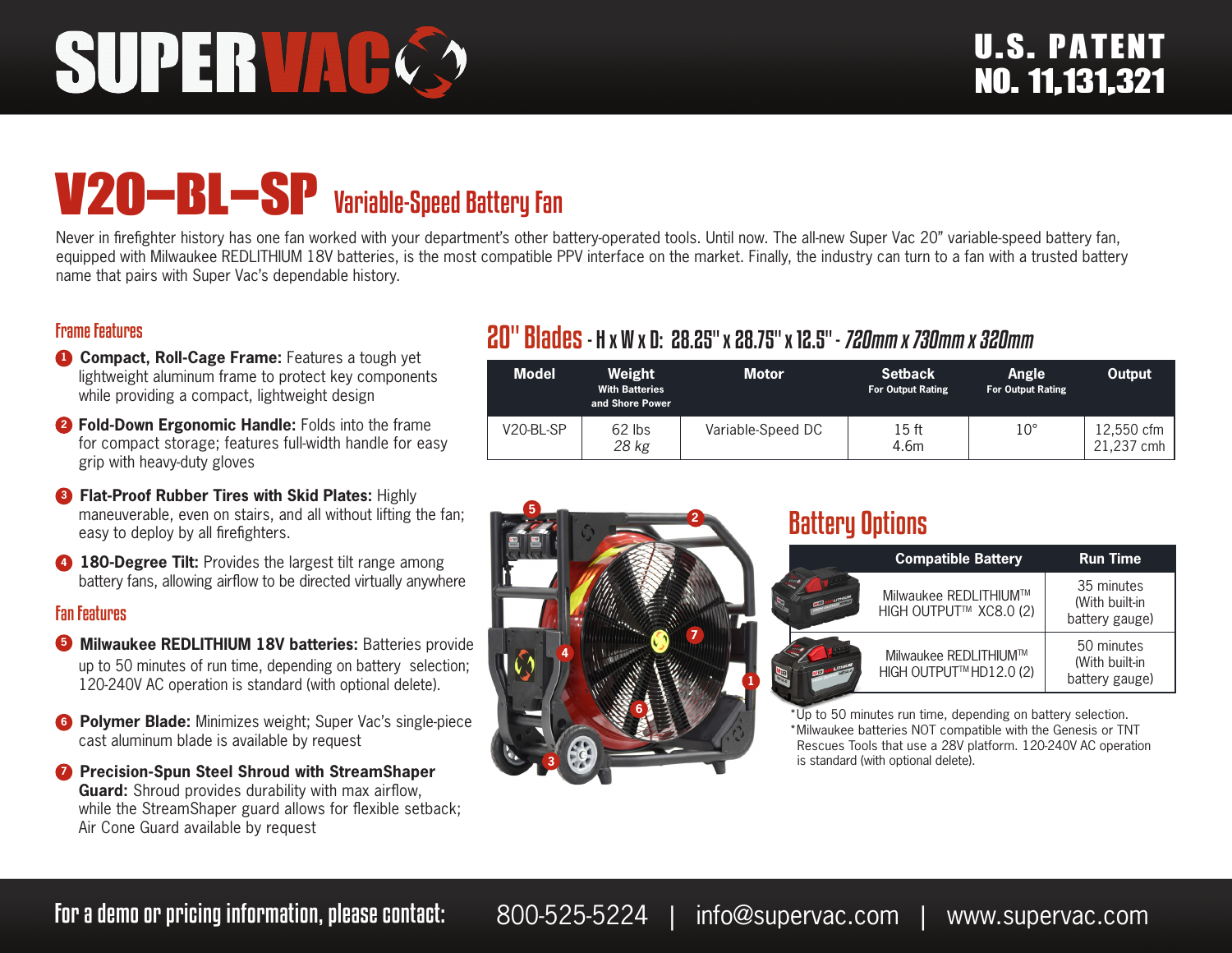# SUPERVAC

**U.S. PATENT NO. 11,131,321**

# V20-BL-SP Variable-Speed Battery Fan

Never in firefighter history has one fan worked with your department's other battery-operated tools. Until now. The all-new Super Vac 20" variable-speed battery fan, equipped with Milwaukee REDLITHIUM 18V batteries, is the most compatible PPV interface on the market. Finally, the industry can turn to a fan with a trusted battery name that pairs with Super Vac's dependable history.

## Frame Features

1. **Compact, Roll-Cage Frame:** Features a tough yet lightweight aluminum frame to protect key components while providing a compact, lightweight design
2. **Fold-Down Ergonomic Handle:** Folds into the frame for compact storage; features full-width handle for easy grip with heavy-duty gloves
3. **Flat-Proof Rubber Tires with Skid Plates:** Highly maneuverable, even on stairs, and all without lifting the fan; easy to deploy by all firefighters.
4. **180-Degree Tilt:** Provides the largest tilt range among battery fans, allowing airflow to be directed virtually anywhere

## Fan Features

5. **Milwaukee REDLITHIUM 18V batteries:** Batteries provide up to 50 minutes of run time, depending on battery selection; 120-240V AC operation is standard (with optional delete).
6. **Polymer Blade:** Minimizes weight; Super Vac's single-piece cast aluminum blade is available by request
7. **Precision-Spun Steel Shroud with StreamShaper Guard:** Shroud provides durability with max airflow, while the StreamShaper guard allows for flexible setback; Air Cone Guard available by request

## 20" Blades - H x W x D: 28.25" x 28.75" x 12.5" - *720mm x 730mm x 320mm*

| Model | Weight With Batteries and Shore Power | Motor | Setback For Output Rating | Angle For Output Rating | Output |
|---|---|---|---|---|---|
| V20-BL-SP | 62 lbs *28 kg* | Variable-Speed DC | 15 ft 4.6m | 10° | 12,550 cfm 21,237 cmh |

## Battery Options

| Compatible Battery | Run Time |
|---|---|
| Milwaukee REDLITHIUM™ HIGH OUTPUT™ XC8.0 (2) | 35 minutes (With built-in battery gauge) |
| Milwaukee REDLITHIUM™ HIGH OUTPUT™ HD12.0 (2) | 50 minutes (With built-in battery gauge) |

*Up to 50 minutes run time, depending on battery selection.
*Milwaukee batteries NOT compatible with the Genesis or TNT Rescues Tools that use a 28V platform. 120-240V AC operation is standard (with optional delete).

**For a demo or pricing information, please contact:** 800-525-5224 | info@supervac.com | www.supervac.com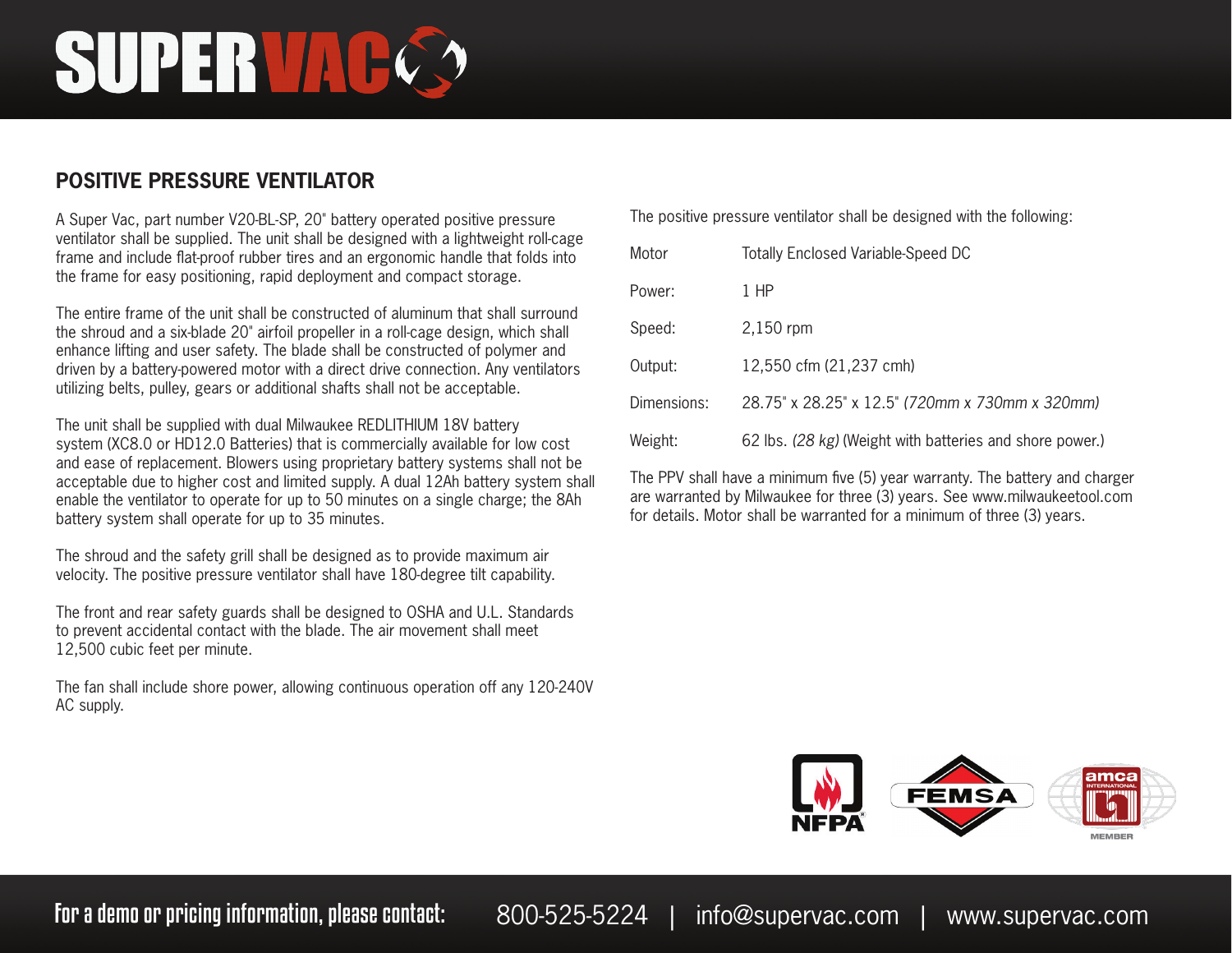## POSITIVE PRESSURE VENTILATOR

A Super Vac, part number V20-BL-SP, 20" battery operated positive pressure ventilator shall be supplied. The unit shall be designed with a lightweight roll-cage frame and include flat-proof rubber tires and an ergonomic handle that folds into the frame for easy positioning, rapid deployment and compact storage.

The entire frame of the unit shall be constructed of aluminum that shall surround the shroud and a six-blade 20" airfoil propeller in a roll-cage design, which shall enhance lifting and user safety. The blade shall be constructed of polymer and driven by a battery-powered motor with a direct drive connection. Any ventilators utilizing belts, pulley, gears or additional shafts shall not be acceptable.

The unit shall be supplied with dual Milwaukee REDLITHIUM 18V battery system (XC8.0 or HD12.0 Batteries) that is commercially available for low cost and ease of replacement. Blowers using proprietary battery systems shall not be acceptable due to higher cost and limited supply. A dual 12Ah battery system shall enable the ventilator to operate for up to 50 minutes on a single charge; the 8Ah battery system shall operate for up to 35 minutes.

The shroud and the safety grill shall be designed as to provide maximum air velocity. The positive pressure ventilator shall have 180-degree tilt capability.

The front and rear safety guards shall be designed to OSHA and U.L. Standards to prevent accidental contact with the blade. The air movement shall meet 12,500 cubic feet per minute.

The fan shall include shore power, allowing continuous operation off any 120-240V AC supply.

The positive pressure ventilator shall be designed with the following:

| | |
|---|---|
| Motor | Totally Enclosed Variable-Speed DC |
| Power: | 1 HP |
| Speed: | 2,150 rpm |
| Output: | 12,550 cfm (21,237 cmh) |
| Dimensions: | 28.75" x 28.25" x 12.5" *(720mm x 730mm x 320mm)* |
| Weight: | 62 lbs. *(28 kg)* (Weight with batteries and shore power.) |

The PPV shall have a minimum five (5) year warranty. The battery and charger are warranted by Milwaukee for three (3) years. See www.milwaukeetool.com for details. Motor shall be warranted for a minimum of three (3) years.

For a demo or pricing information, please contact: 800-525-5224 | info@supervac.com | www.supervac.com